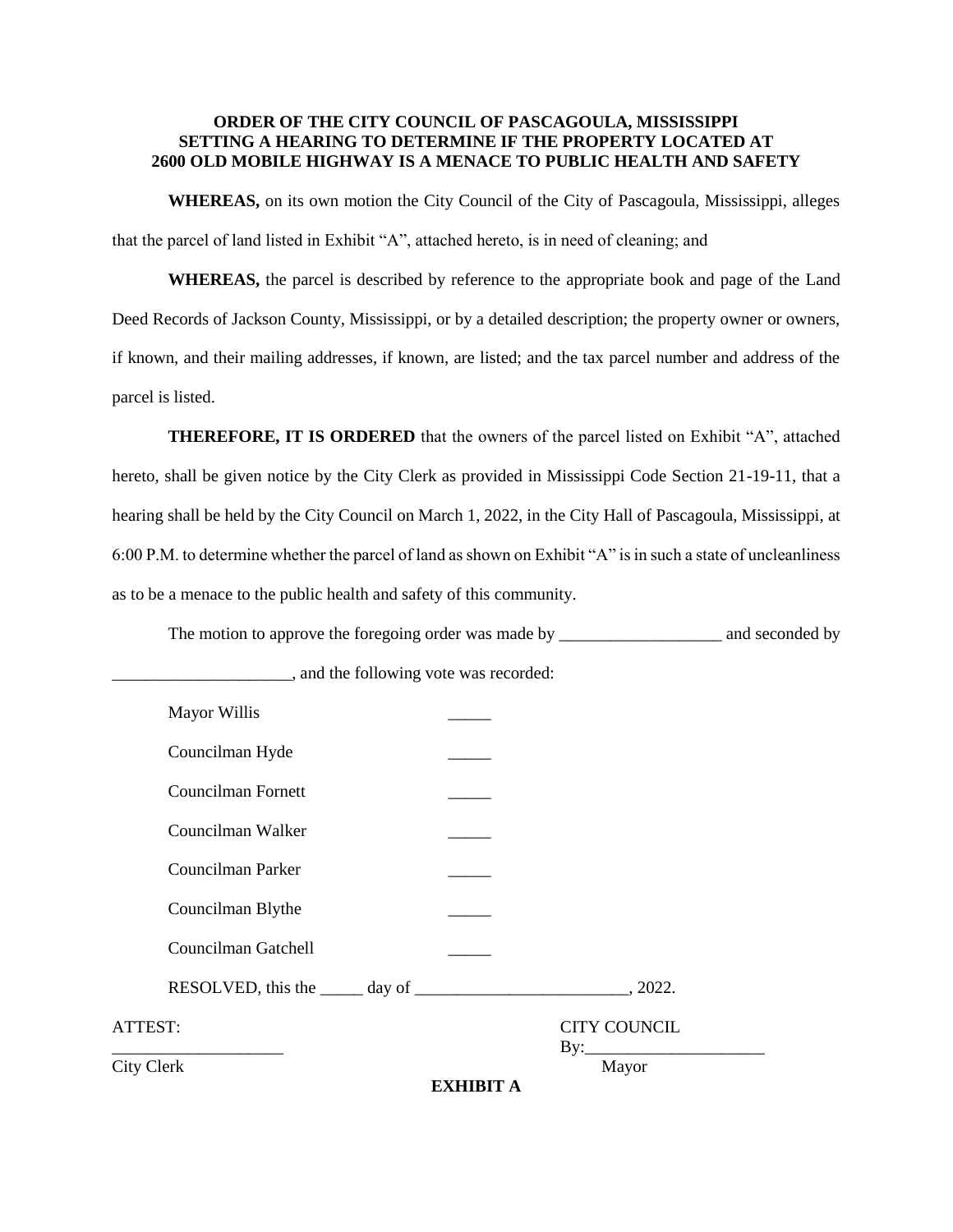**ORDER OF THE CITY COUNCIL OF PASCAGOULA, MISSISSIPPI SETTING A HEARING TO DETERMINE IF THE PROPERTY LOCATED AT 2600 OLD MOBILE HIGHWAY IS A MENACE TO PUBLIC HEALTH AND SAFETY**

**WHEREAS,** on its own motion the City Council of the City of Pascagoula, Mississippi, alleges that the parcel of land listed in Exhibit "A", attached hereto, is in need of cleaning; and

**WHEREAS,** the parcel is described by reference to the appropriate book and page of the Land Deed Records of Jackson County, Mississippi, or by a detailed description; the property owner or owners, if known, and their mailing addresses, if known, are listed; and the tax parcel number and address of the parcel is listed.

**THEREFORE, IT IS ORDERED** that the owners of the parcel listed on Exhibit "A", attached hereto, shall be given notice by the City Clerk as provided in Mississippi Code Section 21-19-11, that a hearing shall be held by the City Council on March 1, 2022, in the City Hall of Pascagoula, Mississippi, at 6:00 P.M. to determine whether the parcel of land as shown on Exhibit "A" is in such a state of uncleanliness as to be a menace to the public health and safety of this community.

The motion to approve the foregoing order was made by ___________________ and seconded by _____________________, and the following vote was recorded:

Mayor Willis _____

Councilman Hyde _____

Councilman Fornett _____

Councilman Walker _____

Councilman Parker _____

Councilman Blythe _____

Councilman Gatchell _____

RESOLVED, this the _____ day of _________________________, 2022.

ATTEST:
____________________
City Clerk

CITY COUNCIL
By:_____________________
Mayor

**EXHIBIT A**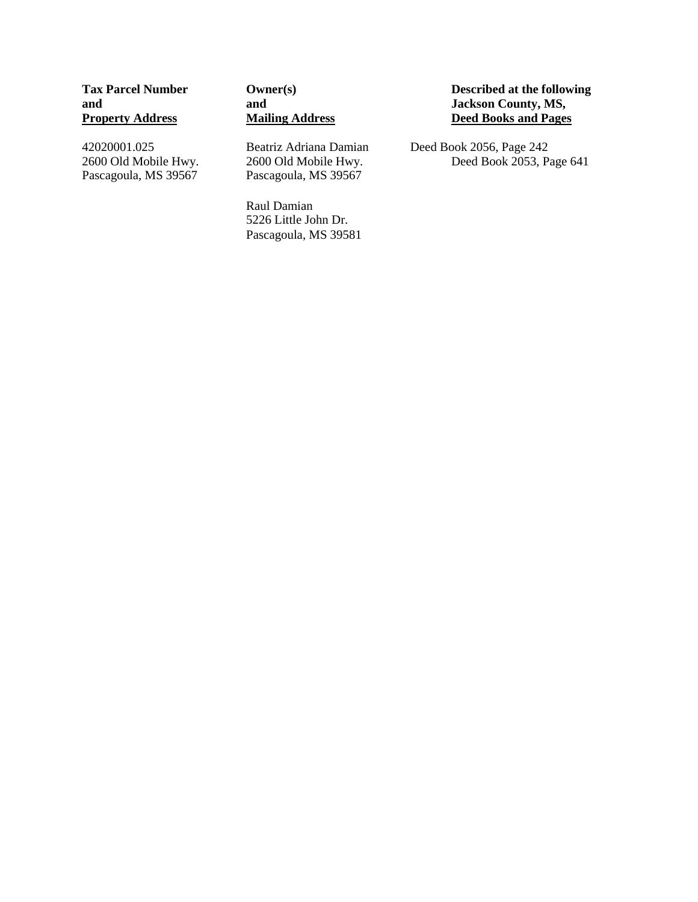| Tax Parcel Number and Property Address | Owner(s) and Mailing Address | Described at the following Jackson County, MS, Deed Books and Pages |
| --- | --- | --- |
| 42020001.025<br>2600 Old Mobile Hwy.<br>Pascagoula, MS 39567 | Beatriz Adriana Damian<br>2600 Old Mobile Hwy.<br>Pascagoula, MS 39567<br><br>Raul Damian<br>5226 Little John Dr.<br>Pascagoula, MS 39581 | Deed Book 2056, Page 242<br>Deed Book 2053, Page 641 |